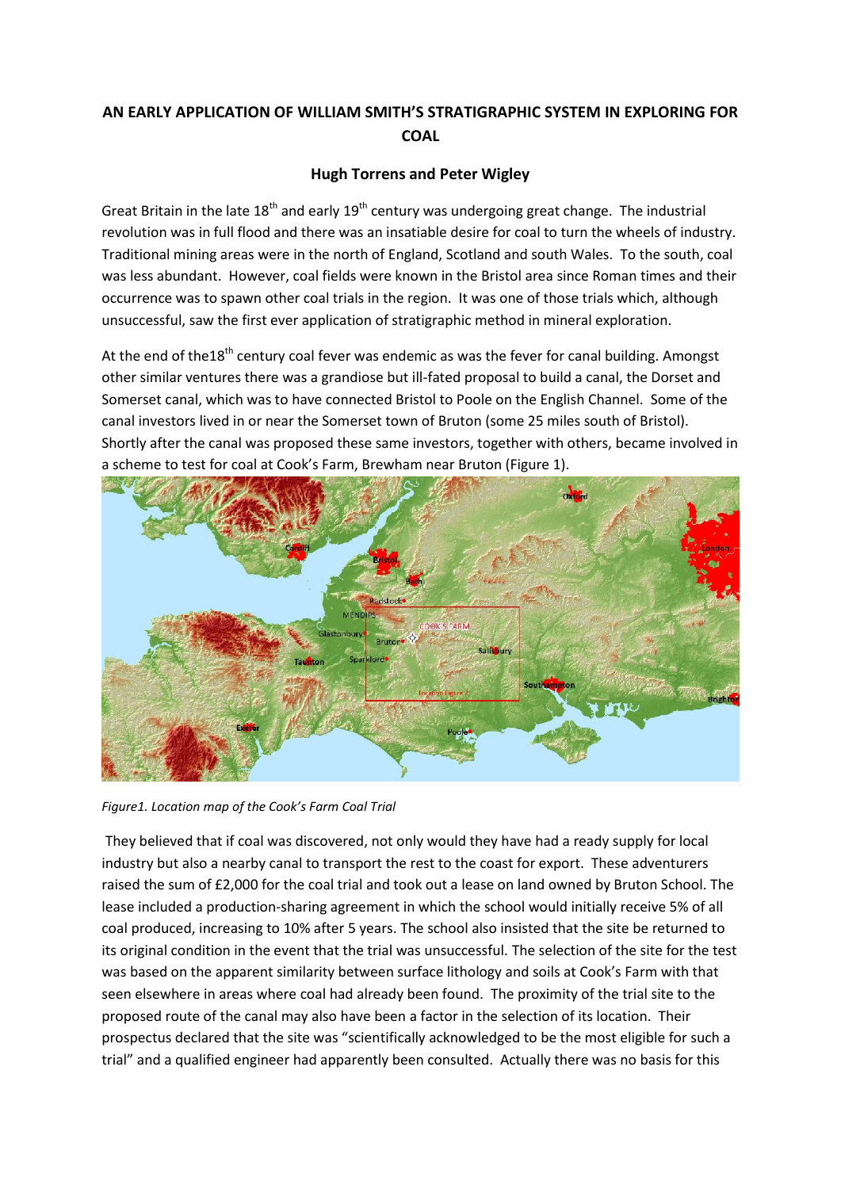# AN EARLY APPLICATION OF WILLIAM SMITH'S STRATIGRAPHIC SYSTEM IN EXPLORING FOR COAL

### Hugh Torrens and Peter Wigley

Great Britain in the late 18th and early 19th century was undergoing great change. The industrial revolution was in full flood and there was an insatiable desire for coal to turn the wheels of industry. Traditional mining areas were in the north of England, Scotland and south Wales. To the south, coal was less abundant. However, coal fields were known in the Bristol area since Roman times and their occurrence was to spawn other coal trials in the region. It was one of those trials which, although unsuccessful, saw the first ever application of stratigraphic method in mineral exploration.

At the end of the18th century coal fever was endemic as was the fever for canal building. Amongst other similar ventures there was a grandiose but ill-fated proposal to build a canal, the Dorset and Somerset canal, which was to have connected Bristol to Poole on the English Channel. Some of the canal investors lived in or near the Somerset town of Bruton (some 25 miles south of Bristol). Shortly after the canal was proposed these same investors, together with others, became involved in a scheme to test for coal at Cook's Farm, Brewham near Bruton (Figure 1).

*Figure1. Location map of the Cook's Farm Coal Trial*

They believed that if coal was discovered, not only would they have had a ready supply for local industry but also a nearby canal to transport the rest to the coast for export. These adventurers raised the sum of £2,000 for the coal trial and took out a lease on land owned by Bruton School. The lease included a production-sharing agreement in which the school would initially receive 5% of all coal produced, increasing to 10% after 5 years. The school also insisted that the site be returned to its original condition in the event that the trial was unsuccessful. The selection of the site for the test was based on the apparent similarity between surface lithology and soils at Cook's Farm with that seen elsewhere in areas where coal had already been found. The proximity of the trial site to the proposed route of the canal may also have been a factor in the selection of its location. Their prospectus declared that the site was "scientifically acknowledged to be the most eligible for such a trial" and a qualified engineer had apparently been consulted. Actually there was no basis for this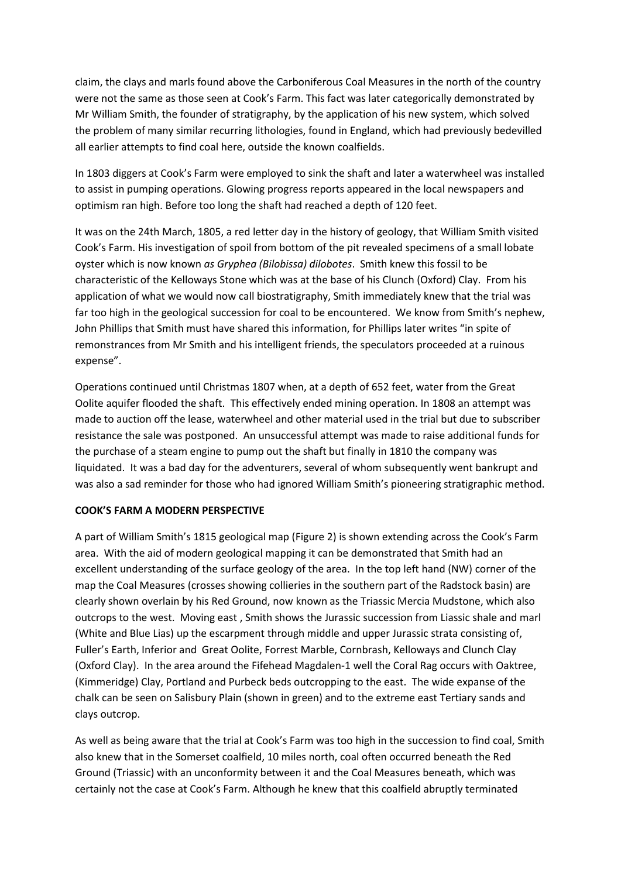claim, the clays and marls found above the Carboniferous Coal Measures in the north of the country were not the same as those seen at Cook's Farm. This fact was later categorically demonstrated by Mr William Smith, the founder of stratigraphy, by the application of his new system, which solved the problem of many similar recurring lithologies, found in England, which had previously bedevilled all earlier attempts to find coal here, outside the known coalfields.

In 1803 diggers at Cook's Farm were employed to sink the shaft and later a waterwheel was installed to assist in pumping operations. Glowing progress reports appeared in the local newspapers and optimism ran high. Before too long the shaft had reached a depth of 120 feet.

It was on the 24th March, 1805, a red letter day in the history of geology, that William Smith visited Cook's Farm. His investigation of spoil from bottom of the pit revealed specimens of a small lobate oyster which is now known *as Gryphea (Bilobissa) dilobotes*. Smith knew this fossil to be characteristic of the Kelloways Stone which was at the base of his Clunch (Oxford) Clay. From his application of what we would now call biostratigraphy, Smith immediately knew that the trial was far too high in the geological succession for coal to be encountered. We know from Smith's nephew, John Phillips that Smith must have shared this information, for Phillips later writes "in spite of remonstrances from Mr Smith and his intelligent friends, the speculators proceeded at a ruinous expense".

Operations continued until Christmas 1807 when, at a depth of 652 feet, water from the Great Oolite aquifer flooded the shaft. This effectively ended mining operation. In 1808 an attempt was made to auction off the lease, waterwheel and other material used in the trial but due to subscriber resistance the sale was postponed. An unsuccessful attempt was made to raise additional funds for the purchase of a steam engine to pump out the shaft but finally in 1810 the company was liquidated. It was a bad day for the adventurers, several of whom subsequently went bankrupt and was also a sad reminder for those who had ignored William Smith's pioneering stratigraphic method.

**COOK'S FARM A MODERN PERSPECTIVE**

A part of William Smith's 1815 geological map (Figure 2) is shown extending across the Cook's Farm area. With the aid of modern geological mapping it can be demonstrated that Smith had an excellent understanding of the surface geology of the area. In the top left hand (NW) corner of the map the Coal Measures (crosses showing collieries in the southern part of the Radstock basin) are clearly shown overlain by his Red Ground, now known as the Triassic Mercia Mudstone, which also outcrops to the west. Moving east , Smith shows the Jurassic succession from Liassic shale and marl (White and Blue Lias) up the escarpment through middle and upper Jurassic strata consisting of, Fuller's Earth, Inferior and Great Oolite, Forrest Marble, Cornbrash, Kelloways and Clunch Clay (Oxford Clay). In the area around the Fifehead Magdalen-1 well the Coral Rag occurs with Oaktree, (Kimmeridge) Clay, Portland and Purbeck beds outcropping to the east. The wide expanse of the chalk can be seen on Salisbury Plain (shown in green) and to the extreme east Tertiary sands and clays outcrop.

As well as being aware that the trial at Cook's Farm was too high in the succession to find coal, Smith also knew that in the Somerset coalfield, 10 miles north, coal often occurred beneath the Red Ground (Triassic) with an unconformity between it and the Coal Measures beneath, which was certainly not the case at Cook's Farm. Although he knew that this coalfield abruptly terminated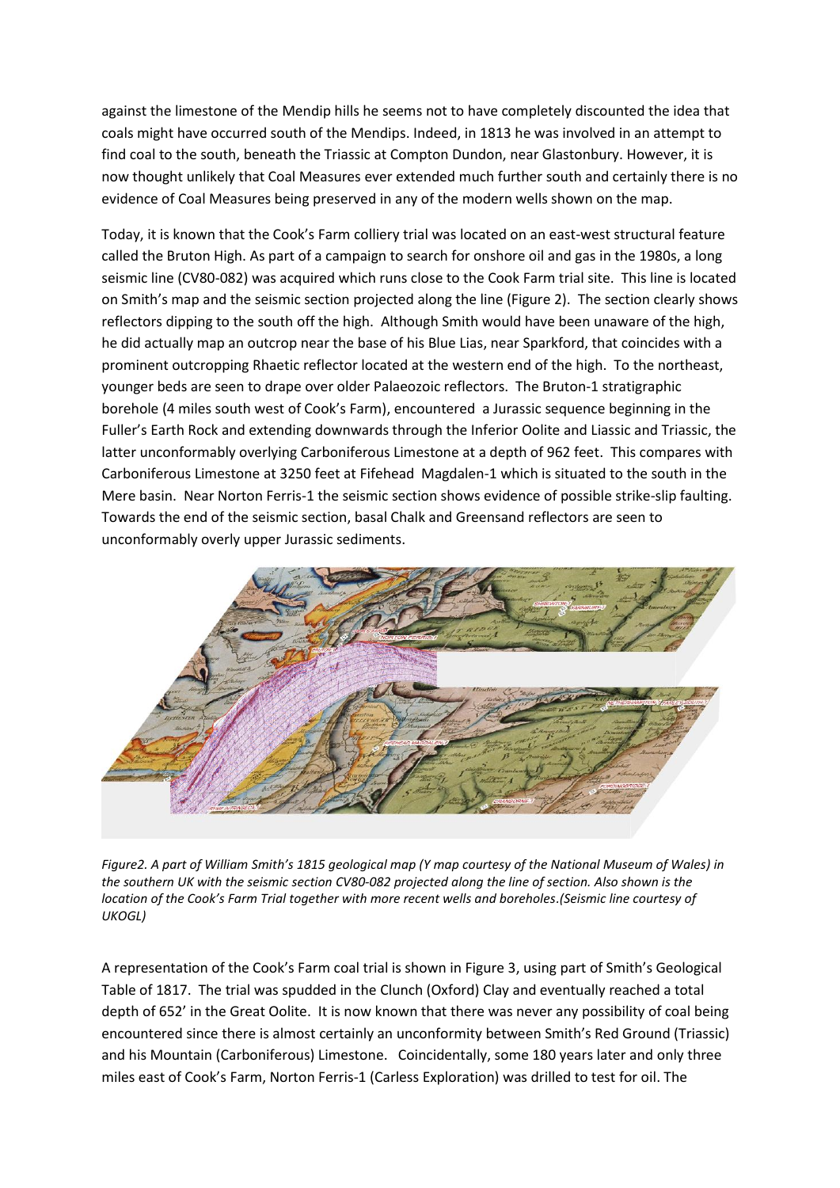against the limestone of the Mendip hills he seems not to have completely discounted the idea that coals might have occurred south of the Mendips. Indeed, in 1813 he was involved in an attempt to find coal to the south, beneath the Triassic at Compton Dundon, near Glastonbury. However, it is now thought unlikely that Coal Measures ever extended much further south and certainly there is no evidence of Coal Measures being preserved in any of the modern wells shown on the map.

Today, it is known that the Cook's Farm colliery trial was located on an east-west structural feature called the Bruton High. As part of a campaign to search for onshore oil and gas in the 1980s, a long seismic line (CV80-082) was acquired which runs close to the Cook Farm trial site. This line is located on Smith's map and the seismic section projected along the line (Figure 2). The section clearly shows reflectors dipping to the south off the high. Although Smith would have been unaware of the high, he did actually map an outcrop near the base of his Blue Lias, near Sparkford, that coincides with a prominent outcropping Rhaetic reflector located at the western end of the high. To the northeast, younger beds are seen to drape over older Palaeozoic reflectors. The Bruton-1 stratigraphic borehole (4 miles south west of Cook's Farm), encountered a Jurassic sequence beginning in the Fuller's Earth Rock and extending downwards through the Inferior Oolite and Liassic and Triassic, the latter unconformably overlying Carboniferous Limestone at a depth of 962 feet. This compares with Carboniferous Limestone at 3250 feet at Fifehead Magdalen-1 which is situated to the south in the Mere basin. Near Norton Ferris-1 the seismic section shows evidence of possible strike-slip faulting. Towards the end of the seismic section, basal Chalk and Greensand reflectors are seen to unconformably overly upper Jurassic sediments.

*Figure2. A part of William Smith's 1815 geological map (Y map courtesy of the National Museum of Wales) in the southern UK with the seismic section CV80-082 projected along the line of section. Also shown is the location of the Cook's Farm Trial together with more recent wells and boreholes.(Seismic line courtesy of UKOGL)*

A representation of the Cook's Farm coal trial is shown in Figure 3, using part of Smith's Geological Table of 1817. The trial was spudded in the Clunch (Oxford) Clay and eventually reached a total depth of 652' in the Great Oolite. It is now known that there was never any possibility of coal being encountered since there is almost certainly an unconformity between Smith's Red Ground (Triassic) and his Mountain (Carboniferous) Limestone. Coincidentally, some 180 years later and only three miles east of Cook's Farm, Norton Ferris-1 (Carless Exploration) was drilled to test for oil. The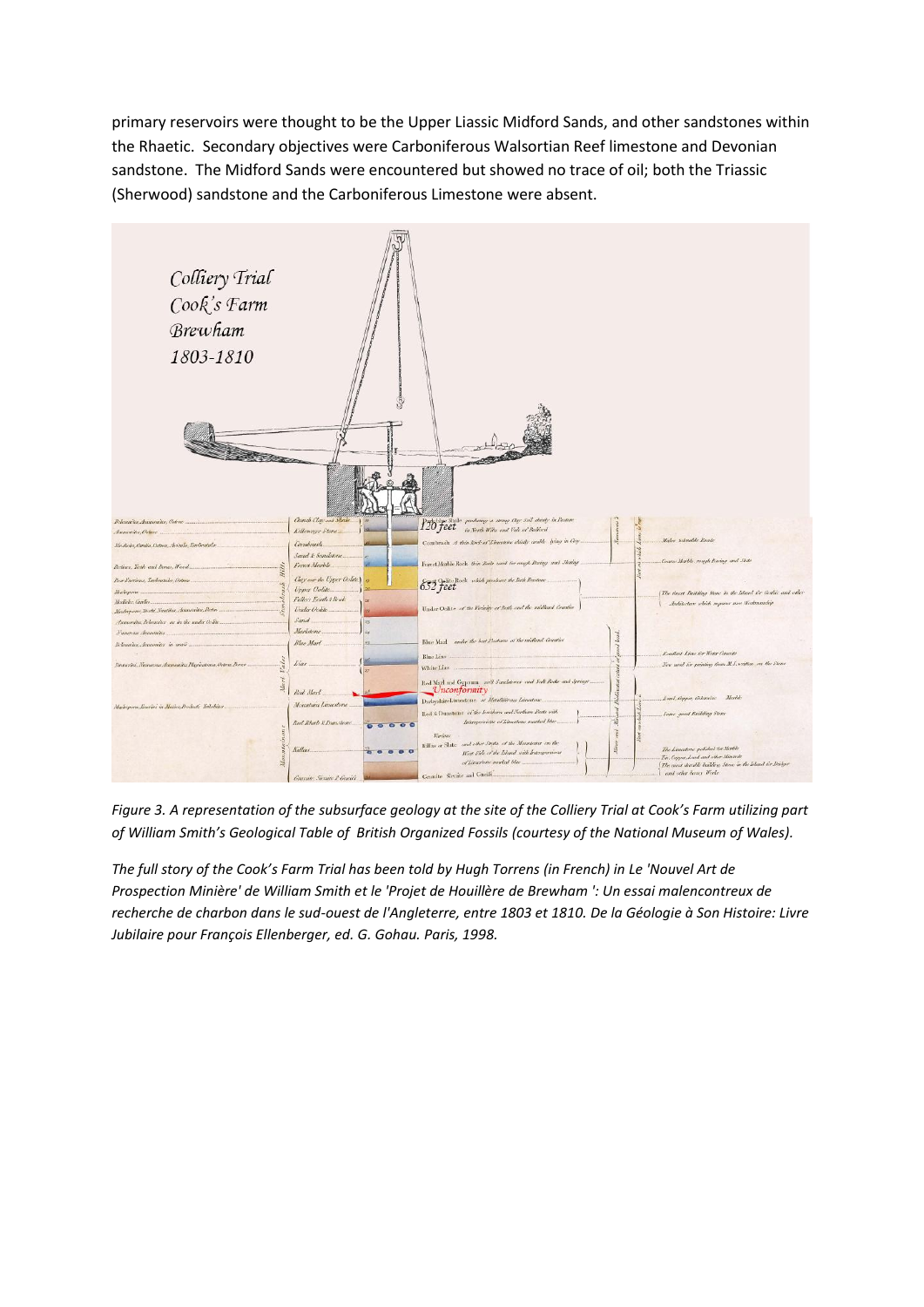primary reservoirs were thought to be the Upper Liassic Midford Sands, and other sandstones within the Rhaetic. Secondary objectives were Carboniferous Walsortian Reef limestone and Devonian sandstone. The Midford Sands were encountered but showed no trace of oil; both the Triassic (Sherwood) sandstone and the Carboniferous Limestone were absent.

*Figure 3. A representation of the subsurface geology at the site of the Colliery Trial at Cook's Farm utilizing part of William Smith's Geological Table of British Organized Fossils (courtesy of the National Museum of Wales).*

*The full story of the Cook's Farm Trial has been told by Hugh Torrens (in French) in Le 'Nouvel Art de Prospection Minière' de William Smith et le 'Projet de Houillère de Brewham ': Un essai malencontreux de recherche de charbon dans le sud-ouest de l'Angleterre, entre 1803 et 1810. De la Géologie à Son Histoire: Livre Jubilaire pour François Ellenberger, ed. G. Gohau. Paris, 1998.*